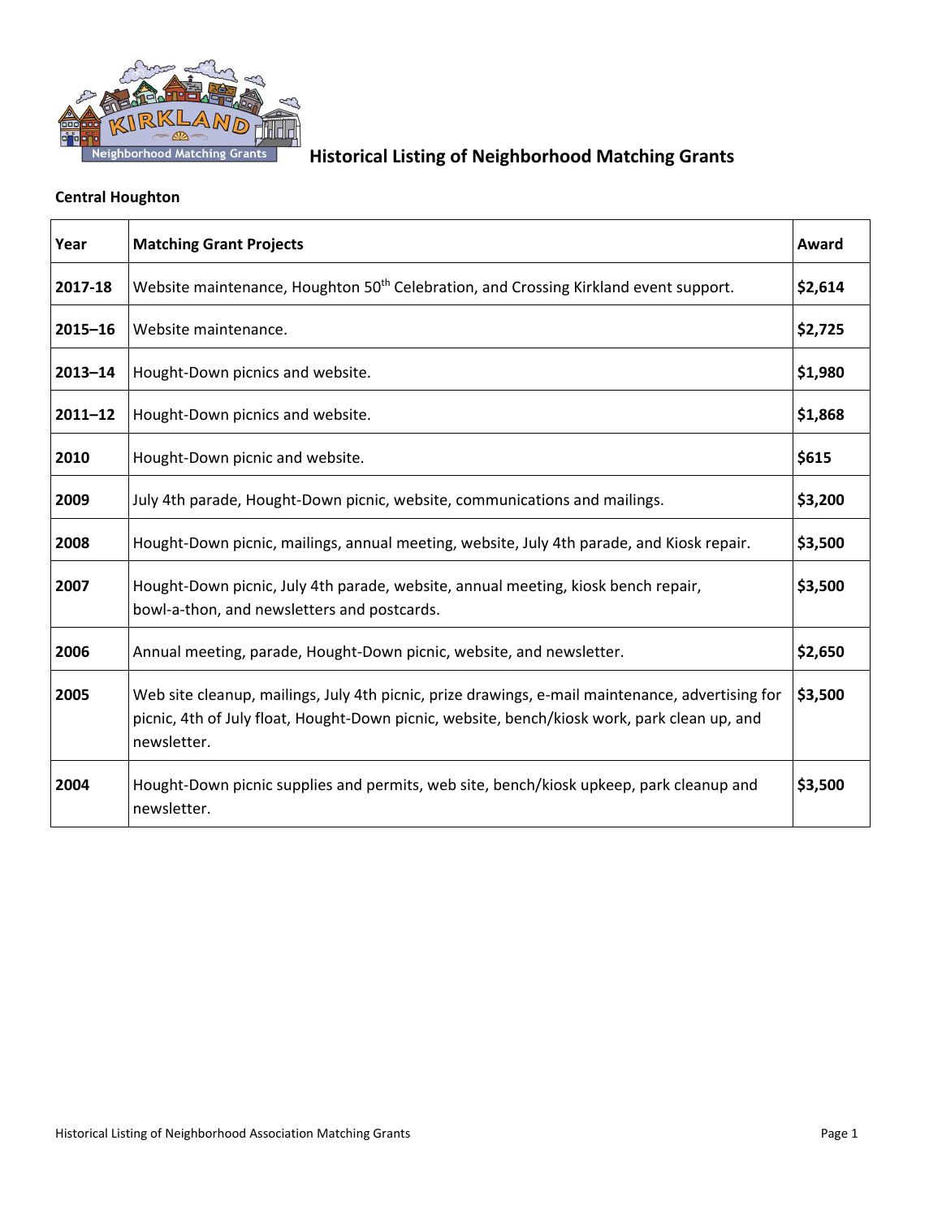# Historical Listing of Neighborhood Matching Grants

**Central Houghton**

| Year | Matching Grant Projects | Award |
|---|---|---|
| **2017-18** | Website maintenance, Houghton 50th Celebration, and Crossing Kirkland event support. | **$2,614** |
| **2015–16** | Website maintenance. | **$2,725** |
| **2013–14** | Hought-Down picnics and website. | **$1,980** |
| **2011–12** | Hought-Down picnics and website. | **$1,868** |
| **2010** | Hought-Down picnic and website. | **$615** |
| **2009** | July 4th parade, Hought-Down picnic, website, communications and mailings. | **$3,200** |
| **2008** | Hought-Down picnic, mailings, annual meeting, website, July 4th parade, and Kiosk repair. | **$3,500** |
| **2007** | Hought-Down picnic, July 4th parade, website, annual meeting, kiosk bench repair, bowl-a-thon, and newsletters and postcards. | **$3,500** |
| **2006** | Annual meeting, parade, Hought-Down picnic, website, and newsletter. | **$2,650** |
| **2005** | Web site cleanup, mailings, July 4th picnic, prize drawings, e-mail maintenance, advertising for picnic, 4th of July float, Hought-Down picnic, website, bench/kiosk work, park clean up, and newsletter. | **$3,500** |
| **2004** | Hought-Down picnic supplies and permits, web site, bench/kiosk upkeep, park cleanup and newsletter. | **$3,500** |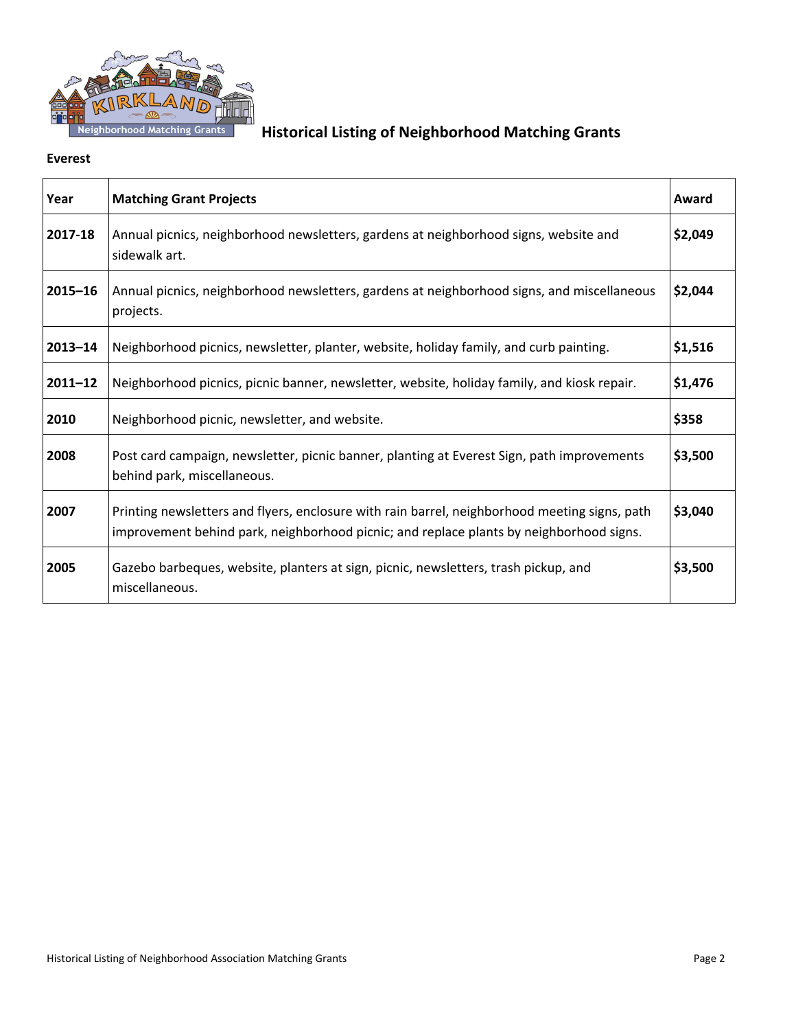# Historical Listing of Neighborhood Matching Grants

**Everest**

| Year | Matching Grant Projects | Award |
|---|---|---|
| **2017-18** | Annual picnics, neighborhood newsletters, gardens at neighborhood signs, website and sidewalk art. | **$2,049** |
| **2015–16** | Annual picnics, neighborhood newsletters, gardens at neighborhood signs, and miscellaneous projects. | **$2,044** |
| **2013–14** | Neighborhood picnics, newsletter, planter, website, holiday family, and curb painting. | **$1,516** |
| **2011–12** | Neighborhood picnics, picnic banner, newsletter, website, holiday family, and kiosk repair. | **$1,476** |
| **2010** | Neighborhood picnic, newsletter, and website. | **$358** |
| **2008** | Post card campaign, newsletter, picnic banner, planting at Everest Sign, path improvements behind park, miscellaneous. | **$3,500** |
| **2007** | Printing newsletters and flyers, enclosure with rain barrel, neighborhood meeting signs, path improvement behind park, neighborhood picnic; and replace plants by neighborhood signs. | **$3,040** |
| **2005** | Gazebo barbeques, website, planters at sign, picnic, newsletters, trash pickup, and miscellaneous. | **$3,500** |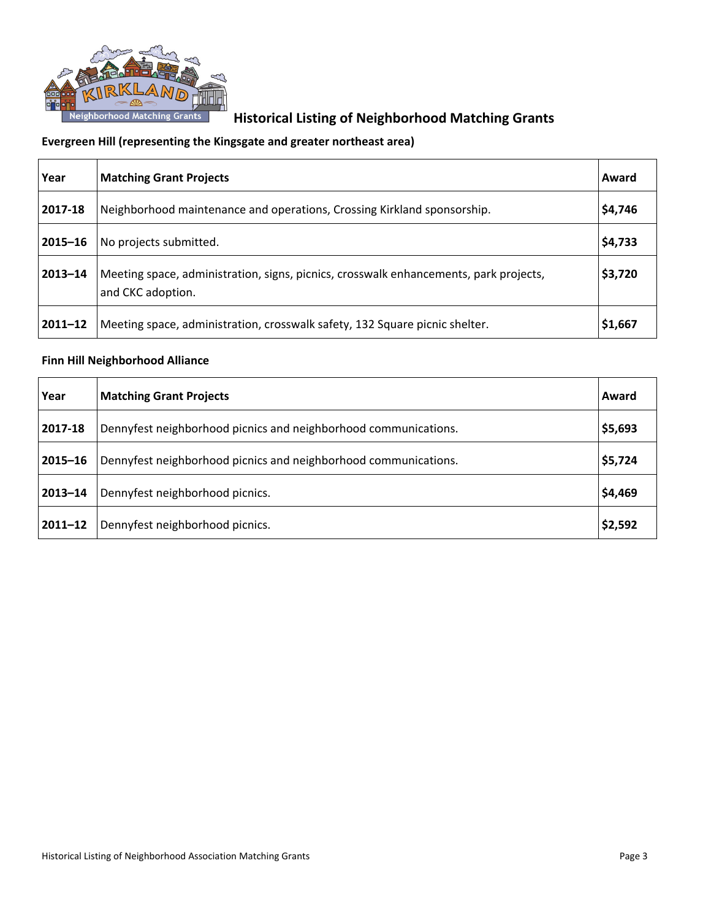# Historical Listing of Neighborhood Matching Grants

### Evergreen Hill (representing the Kingsgate and greater northeast area)

| Year | Matching Grant Projects | Award |
|---|---|---|
| **2017-18** | Neighborhood maintenance and operations, Crossing Kirkland sponsorship. | **$4,746** |
| **2015–16** | No projects submitted. | **$4,733** |
| **2013–14** | Meeting space, administration, signs, picnics, crosswalk enhancements, park projects, and CKC adoption. | **$3,720** |
| **2011–12** | Meeting space, administration, crosswalk safety, 132 Square picnic shelter. | **$1,667** |

### Finn Hill Neighborhood Alliance

| Year | Matching Grant Projects | Award |
|---|---|---|
| **2017-18** | Dennyfest neighborhood picnics and neighborhood communications. | **$5,693** |
| **2015–16** | Dennyfest neighborhood picnics and neighborhood communications. | **$5,724** |
| **2013–14** | Dennyfest neighborhood picnics. | **$4,469** |
| **2011–12** | Dennyfest neighborhood picnics. | **$2,592** |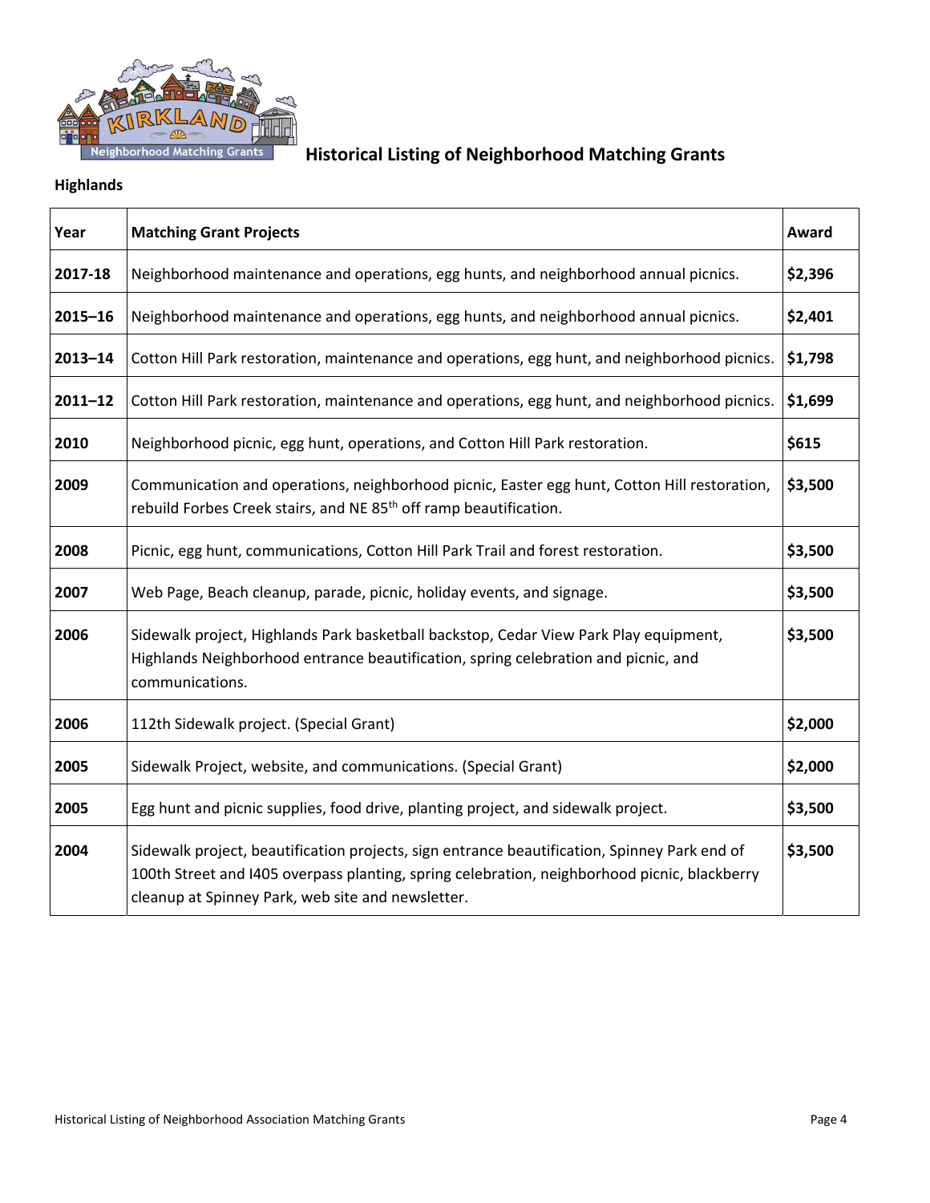# Historical Listing of Neighborhood Matching Grants

## Highlands

| Year | Matching Grant Projects | Award |
|---|---|---|
| **2017-18** | Neighborhood maintenance and operations, egg hunts, and neighborhood annual picnics. | **$2,396** |
| **2015–16** | Neighborhood maintenance and operations, egg hunts, and neighborhood annual picnics. | **$2,401** |
| **2013–14** | Cotton Hill Park restoration, maintenance and operations, egg hunt, and neighborhood picnics. | **$1,798** |
| **2011–12** | Cotton Hill Park restoration, maintenance and operations, egg hunt, and neighborhood picnics. | **$1,699** |
| **2010** | Neighborhood picnic, egg hunt, operations, and Cotton Hill Park restoration. | **$615** |
| **2009** | Communication and operations, neighborhood picnic, Easter egg hunt, Cotton Hill restoration, rebuild Forbes Creek stairs, and NE 85th off ramp beautification. | **$3,500** |
| **2008** | Picnic, egg hunt, communications, Cotton Hill Park Trail and forest restoration. | **$3,500** |
| **2007** | Web Page, Beach cleanup, parade, picnic, holiday events, and signage. | **$3,500** |
| **2006** | Sidewalk project, Highlands Park basketball backstop, Cedar View Park Play equipment, Highlands Neighborhood entrance beautification, spring celebration and picnic, and communications. | **$3,500** |
| **2006** | 112th Sidewalk project. (Special Grant) | **$2,000** |
| **2005** | Sidewalk Project, website, and communications. (Special Grant) | **$2,000** |
| **2005** | Egg hunt and picnic supplies, food drive, planting project, and sidewalk project. | **$3,500** |
| **2004** | Sidewalk project, beautification projects, sign entrance beautification, Spinney Park end of 100th Street and I405 overpass planting, spring celebration, neighborhood picnic, blackberry cleanup at Spinney Park, web site and newsletter. | **$3,500** |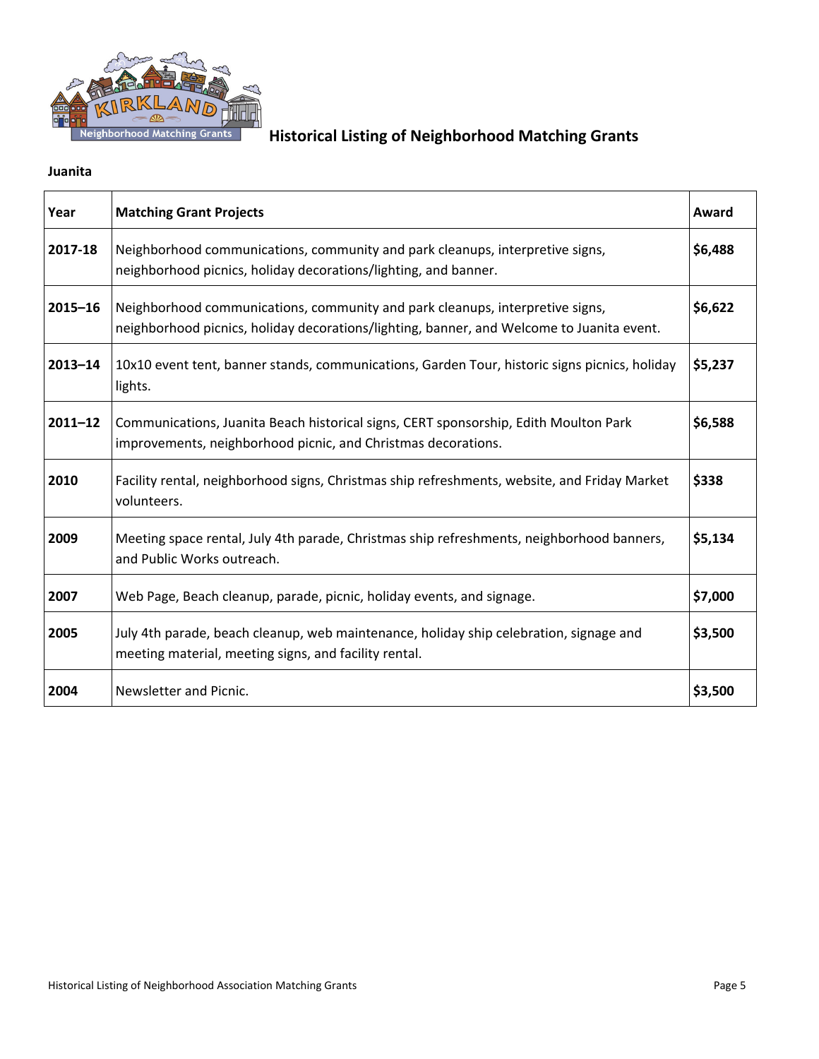# Historical Listing of Neighborhood Matching Grants

**Juanita**

| Year | Matching Grant Projects | Award |
|---|---|---|
| 2017-18 | Neighborhood communications, community and park cleanups, interpretive signs, neighborhood picnics, holiday decorations/lighting, and banner. | $6,488 |
| 2015–16 | Neighborhood communications, community and park cleanups, interpretive signs, neighborhood picnics, holiday decorations/lighting, banner, and Welcome to Juanita event. | $6,622 |
| 2013–14 | 10x10 event tent, banner stands, communications, Garden Tour, historic signs picnics, holiday lights. | $5,237 |
| 2011–12 | Communications, Juanita Beach historical signs, CERT sponsorship, Edith Moulton Park improvements, neighborhood picnic, and Christmas decorations. | $6,588 |
| 2010 | Facility rental, neighborhood signs, Christmas ship refreshments, website, and Friday Market volunteers. | $338 |
| 2009 | Meeting space rental, July 4th parade, Christmas ship refreshments, neighborhood banners, and Public Works outreach. | $5,134 |
| 2007 | Web Page, Beach cleanup, parade, picnic, holiday events, and signage. | $7,000 |
| 2005 | July 4th parade, beach cleanup, web maintenance, holiday ship celebration, signage and meeting material, meeting signs, and facility rental. | $3,500 |
| 2004 | Newsletter and Picnic. | $3,500 |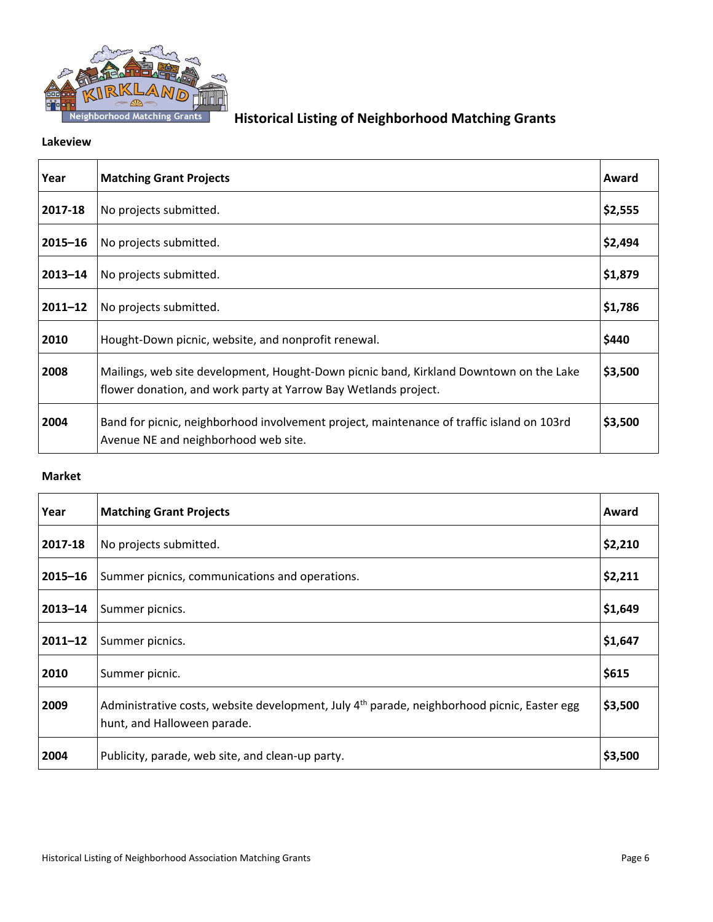# Historical Listing of Neighborhood Matching Grants

**Lakeview**

| Year | Matching Grant Projects | Award |
|---|---|---|
| 2017-18 | No projects submitted. | $2,555 |
| 2015–16 | No projects submitted. | $2,494 |
| 2013–14 | No projects submitted. | $1,879 |
| 2011–12 | No projects submitted. | $1,786 |
| 2010 | Hought-Down picnic, website, and nonprofit renewal. | $440 |
| 2008 | Mailings, web site development, Hought-Down picnic band, Kirkland Downtown on the Lake flower donation, and work party at Yarrow Bay Wetlands project. | $3,500 |
| 2004 | Band for picnic, neighborhood involvement project, maintenance of traffic island on 103rd Avenue NE and neighborhood web site. | $3,500 |

**Market**

| Year | Matching Grant Projects | Award |
|---|---|---|
| 2017-18 | No projects submitted. | $2,210 |
| 2015–16 | Summer picnics, communications and operations. | $2,211 |
| 2013–14 | Summer picnics. | $1,649 |
| 2011–12 | Summer picnics. | $1,647 |
| 2010 | Summer picnic. | $615 |
| 2009 | Administrative costs, website development, July 4th parade, neighborhood picnic, Easter egg hunt, and Halloween parade. | $3,500 |
| 2004 | Publicity, parade, web site, and clean-up party. | $3,500 |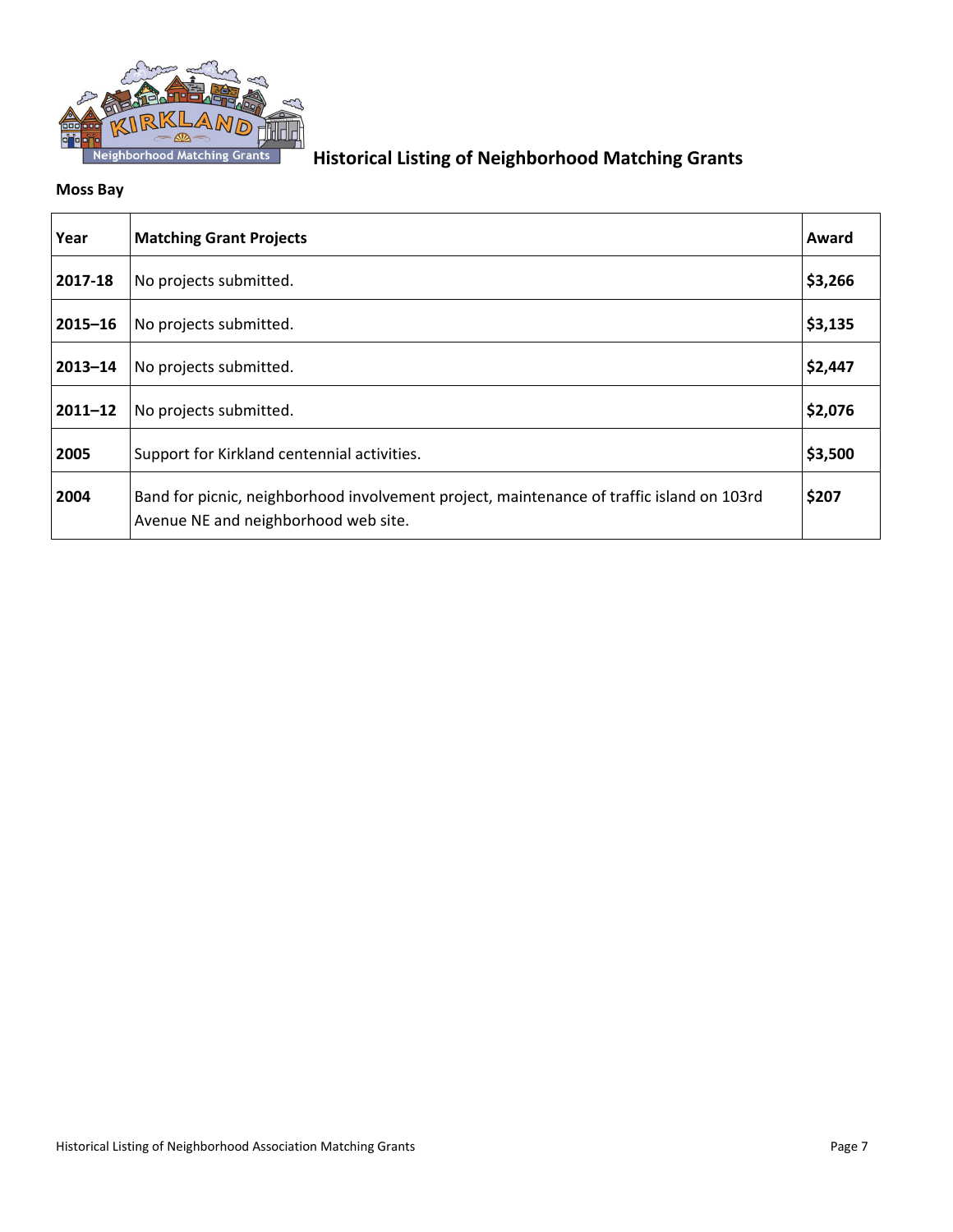# Historical Listing of Neighborhood Matching Grants

**Moss Bay**

| Year | Matching Grant Projects | Award |
| --- | --- | --- |
| **2017-18** | No projects submitted. | **$3,266** |
| **2015–16** | No projects submitted. | **$3,135** |
| **2013–14** | No projects submitted. | **$2,447** |
| **2011–12** | No projects submitted. | **$2,076** |
| **2005** | Support for Kirkland centennial activities. | **$3,500** |
| **2004** | Band for picnic, neighborhood involvement project, maintenance of traffic island on 103rd Avenue NE and neighborhood web site. | **$207** |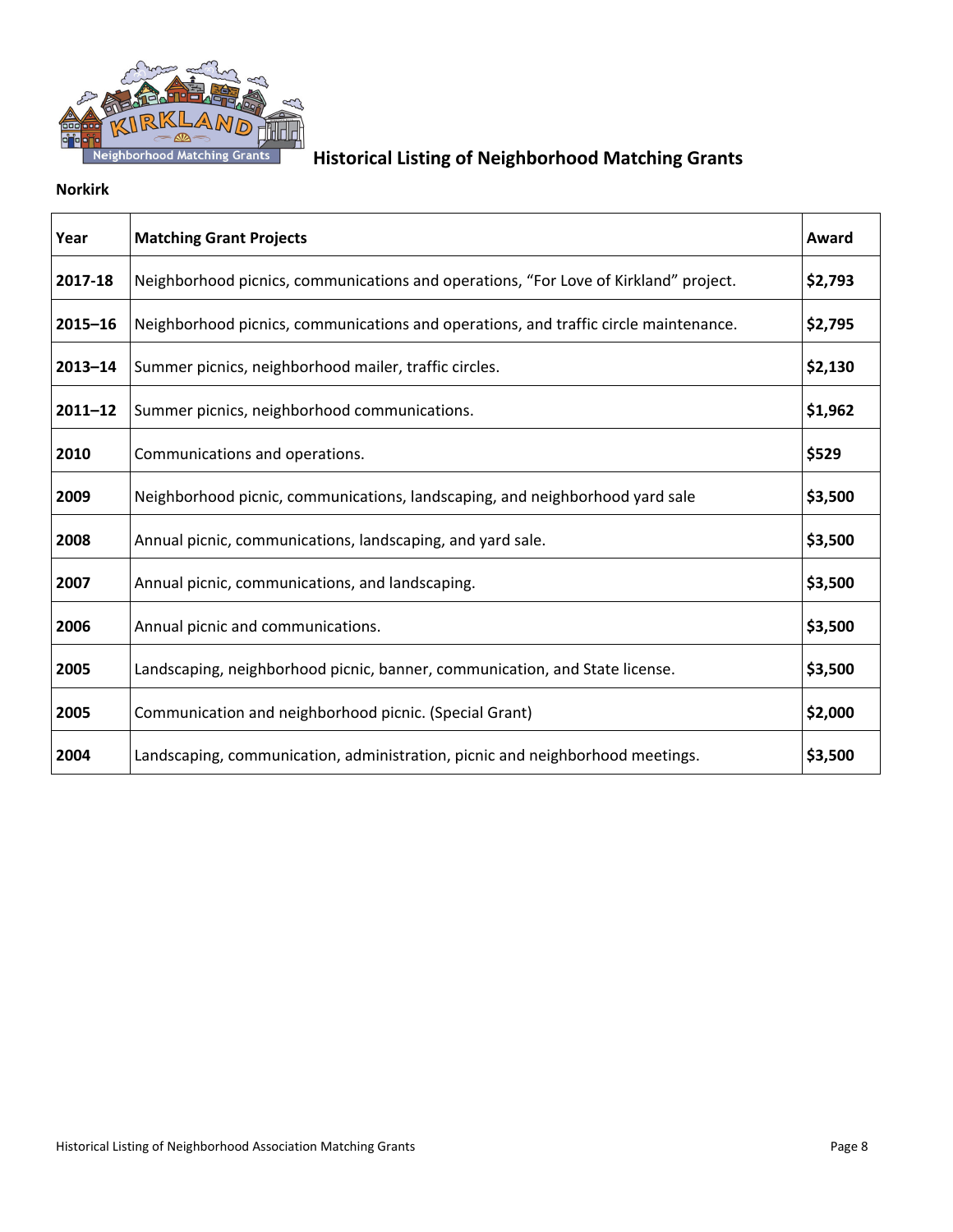# Historical Listing of Neighborhood Matching Grants

**Norkirk**

| Year | Matching Grant Projects | Award |
|---|---|---|
| **2017-18** | Neighborhood picnics, communications and operations, “For Love of Kirkland” project. | **$2,793** |
| **2015–16** | Neighborhood picnics, communications and operations, and traffic circle maintenance. | **$2,795** |
| **2013–14** | Summer picnics, neighborhood mailer, traffic circles. | **$2,130** |
| **2011–12** | Summer picnics, neighborhood communications. | **$1,962** |
| **2010** | Communications and operations. | **$529** |
| **2009** | Neighborhood picnic, communications, landscaping, and neighborhood yard sale | **$3,500** |
| **2008** | Annual picnic, communications, landscaping, and yard sale. | **$3,500** |
| **2007** | Annual picnic, communications, and landscaping. | **$3,500** |
| **2006** | Annual picnic and communications. | **$3,500** |
| **2005** | Landscaping, neighborhood picnic, banner, communication, and State license. | **$3,500** |
| **2005** | Communication and neighborhood picnic. (Special Grant) | **$2,000** |
| **2004** | Landscaping, communication, administration, picnic and neighborhood meetings. | **$3,500** |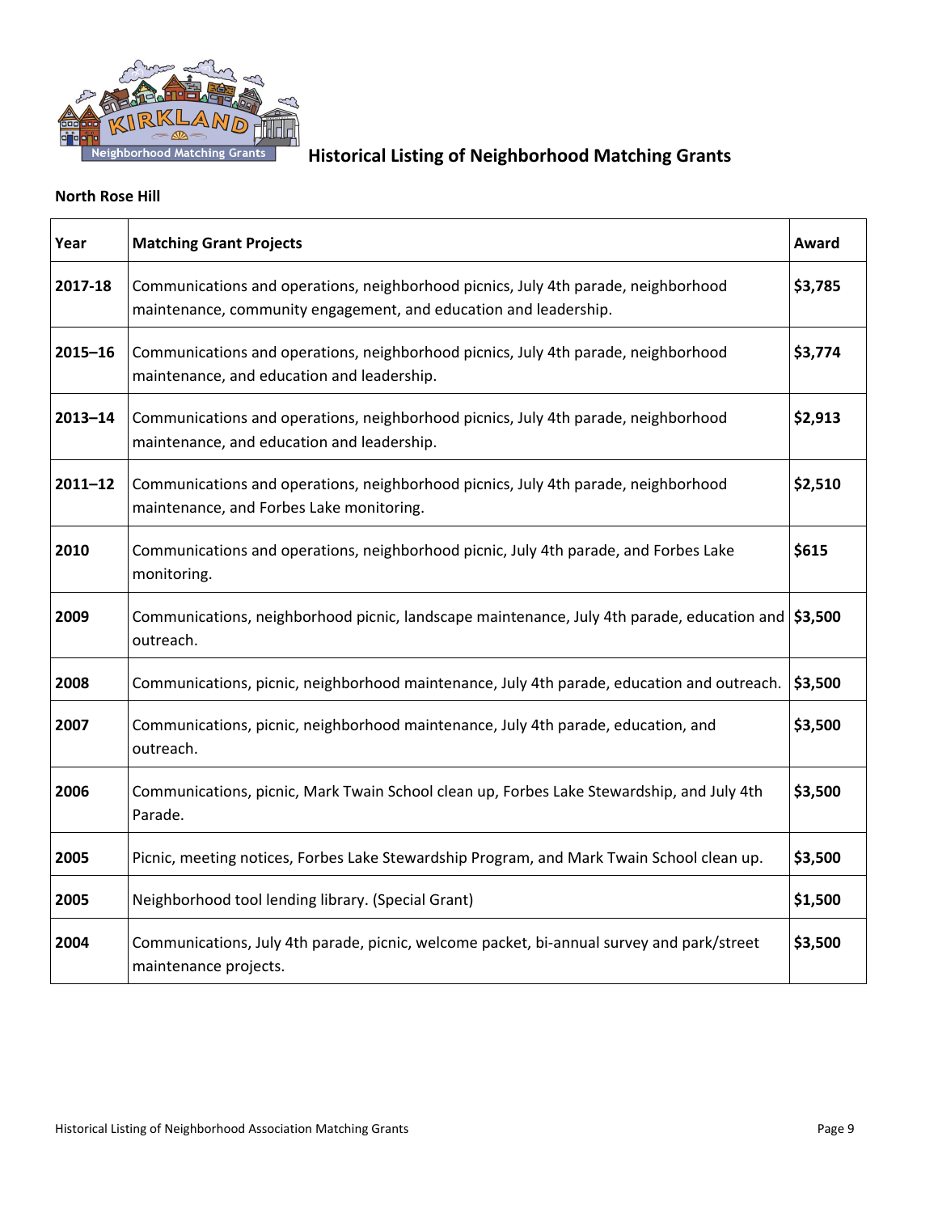# Historical Listing of Neighborhood Matching Grants

**North Rose Hill**

| Year | Matching Grant Projects | Award |
|---|---|---|
| **2017-18** | Communications and operations, neighborhood picnics, July 4th parade, neighborhood maintenance, community engagement, and education and leadership. | **$3,785** |
| **2015–16** | Communications and operations, neighborhood picnics, July 4th parade, neighborhood maintenance, and education and leadership. | **$3,774** |
| **2013–14** | Communications and operations, neighborhood picnics, July 4th parade, neighborhood maintenance, and education and leadership. | **$2,913** |
| **2011–12** | Communications and operations, neighborhood picnics, July 4th parade, neighborhood maintenance, and Forbes Lake monitoring. | **$2,510** |
| **2010** | Communications and operations, neighborhood picnic, July 4th parade, and Forbes Lake monitoring. | **$615** |
| **2009** | Communications, neighborhood picnic, landscape maintenance, July 4th parade, education and outreach. | **$3,500** |
| **2008** | Communications, picnic, neighborhood maintenance, July 4th parade, education and outreach. | **$3,500** |
| **2007** | Communications, picnic, neighborhood maintenance, July 4th parade, education, and outreach. | **$3,500** |
| **2006** | Communications, picnic, Mark Twain School clean up, Forbes Lake Stewardship, and July 4th Parade. | **$3,500** |
| **2005** | Picnic, meeting notices, Forbes Lake Stewardship Program, and Mark Twain School clean up. | **$3,500** |
| **2005** | Neighborhood tool lending library. (Special Grant) | **$1,500** |
| **2004** | Communications, July 4th parade, picnic, welcome packet, bi-annual survey and park/street maintenance projects. | **$3,500** |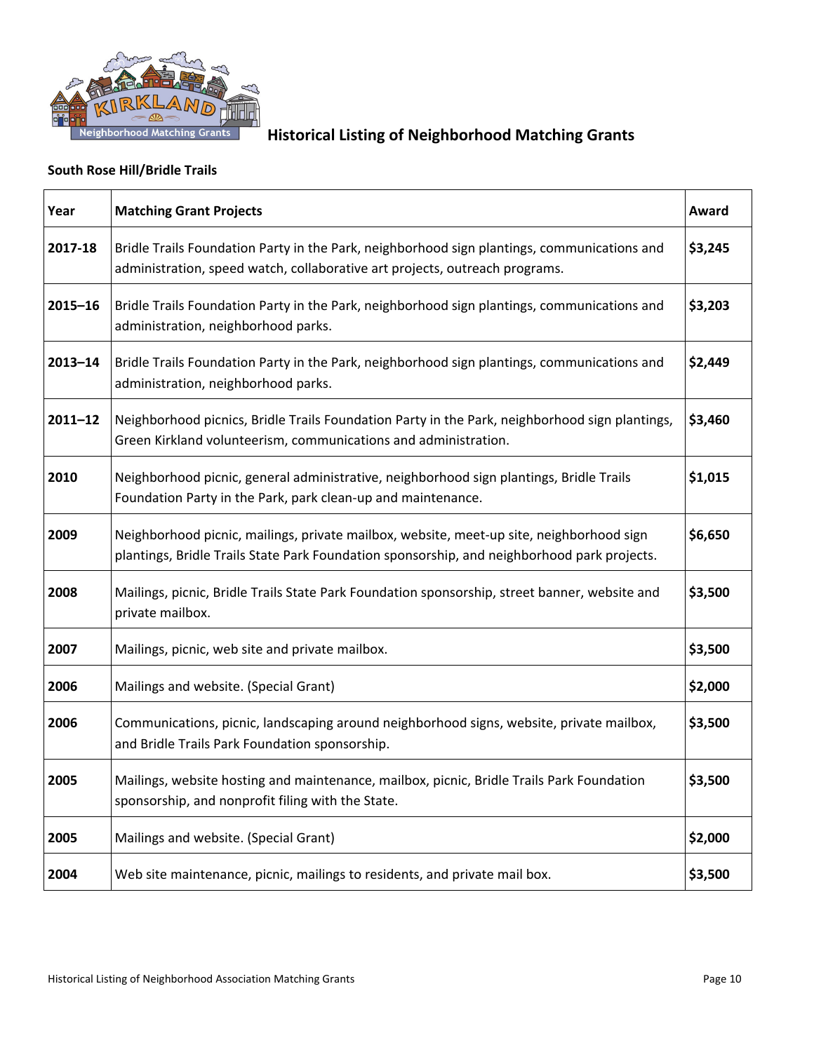# Historical Listing of Neighborhood Matching Grants

### South Rose Hill/Bridle Trails

| Year | Matching Grant Projects | Award |
|---|---|---|
| 2017-18 | Bridle Trails Foundation Party in the Park, neighborhood sign plantings, communications and administration, speed watch, collaborative art projects, outreach programs. | $3,245 |
| 2015–16 | Bridle Trails Foundation Party in the Park, neighborhood sign plantings, communications and administration, neighborhood parks. | $3,203 |
| 2013–14 | Bridle Trails Foundation Party in the Park, neighborhood sign plantings, communications and administration, neighborhood parks. | $2,449 |
| 2011–12 | Neighborhood picnics, Bridle Trails Foundation Party in the Park, neighborhood sign plantings, Green Kirkland volunteerism, communications and administration. | $3,460 |
| 2010 | Neighborhood picnic, general administrative, neighborhood sign plantings, Bridle Trails Foundation Party in the Park, park clean-up and maintenance. | $1,015 |
| 2009 | Neighborhood picnic, mailings, private mailbox, website, meet-up site, neighborhood sign plantings, Bridle Trails State Park Foundation sponsorship, and neighborhood park projects. | $6,650 |
| 2008 | Mailings, picnic, Bridle Trails State Park Foundation sponsorship, street banner, website and private mailbox. | $3,500 |
| 2007 | Mailings, picnic, web site and private mailbox. | $3,500 |
| 2006 | Mailings and website. (Special Grant) | $2,000 |
| 2006 | Communications, picnic, landscaping around neighborhood signs, website, private mailbox, and Bridle Trails Park Foundation sponsorship. | $3,500 |
| 2005 | Mailings, website hosting and maintenance, mailbox, picnic, Bridle Trails Park Foundation sponsorship, and nonprofit filing with the State. | $3,500 |
| 2005 | Mailings and website. (Special Grant) | $2,000 |
| 2004 | Web site maintenance, picnic, mailings to residents, and private mail box. | $3,500 |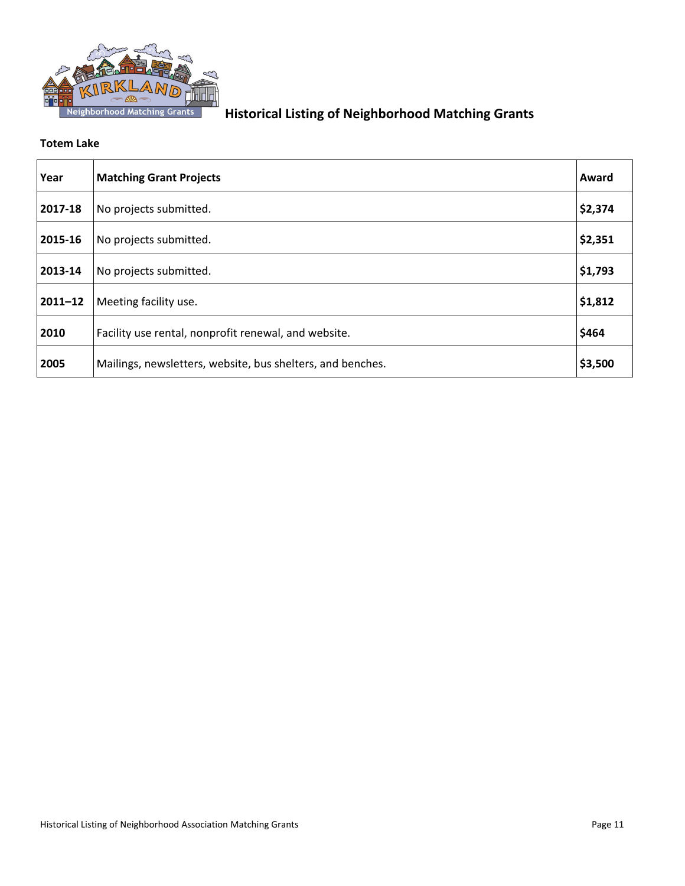# Historical Listing of Neighborhood Matching Grants

**Totem Lake**

| Year | Matching Grant Projects | Award |
|---|---|---|
| **2017-18** | No projects submitted. | **$2,374** |
| **2015-16** | No projects submitted. | **$2,351** |
| **2013-14** | No projects submitted. | **$1,793** |
| **2011–12** | Meeting facility use. | **$1,812** |
| **2010** | Facility use rental, nonprofit renewal, and website. | **$464** |
| **2005** | Mailings, newsletters, website, bus shelters, and benches. | **$3,500** |